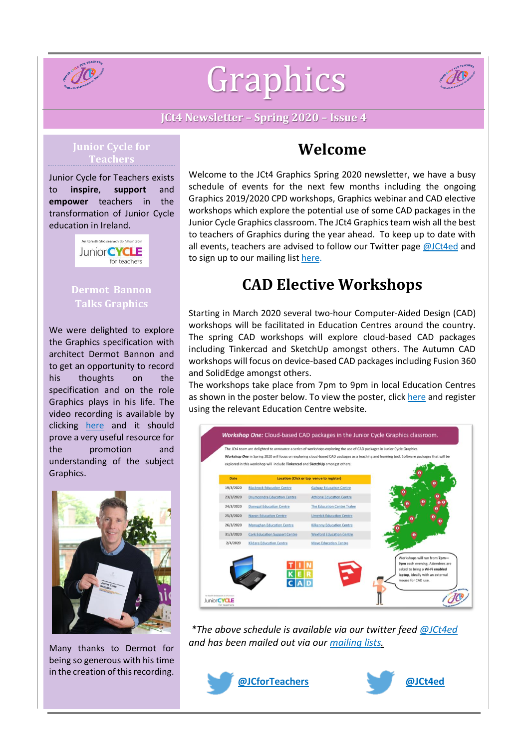# Graphics

JCt4 Newsletter – Spring 2020 – Issue 4

## Junior Cycle for Teachers

Junior Cycle for Teachers exists to **inspire**, **support** and **empower** teachers in the transformation of Junior Cycle education in Ireland.

## Dermot Bannon Talks Graphics

We were delighted to explore the Graphics specification with architect Dermot Bannon and to get an opportunity to record his thoughts on the specification and on the role Graphics plays in his life. The video recording is available by clicking here and it should prove a very useful resource for the promotion and understanding of the subject Graphics.

Many thanks to Dermot for being so generous with his time in the creation of this recording.

## Welcome

Welcome to the JCt4 Graphics Spring 2020 newsletter, we have a busy schedule of events for the next few months including the ongoing Graphics 2019/2020 CPD workshops, Graphics webinar and CAD elective workshops which explore the potential use of some CAD packages in the Junior Cycle Graphics classroom. The JCt4 Graphics team wish all the best to teachers of Graphics during the year ahead. To keep up to date with all events, teachers are advised to follow our Twitter page @JCt4ed and to sign up to our mailing list here.

## CAD Elective Workshops

Starting in March 2020 several two-hour Computer-Aided Design (CAD) workshops will be facilitated in Education Centres around the country. The spring CAD workshops will explore cloud-based CAD packages including Tinkercad and SketchUp amongst others. The Autumn CAD workshops will focus on device-based CAD packages including Fusion 360 and SolidEdge amongst others.

The workshops take place from 7pm to 9pm in local Education Centres as shown in the poster below. To view the poster, click here and register using the relevant Education Centre website.

***Workshop One:*** Cloud-based CAD packages in the Junior Cycle Graphics classroom.

The JCt4 team are delighted to announce a series of workshops exploring the use of CAD packages in Junior Cycle Graphics.
***Workshop One*** in Spring 2020 will focus on exploring cloud-based CAD packages as a teaching and learning tool. Software packages that will be explored in this workshop will include **Tinkercad** and **SketchUp** amongst others.

| Date | Location (Click or tap venue to register) | |
|---|---|---|
| 19/3/2020 | Blackrock Education Centre | Galway Education Centre |
| 23/3/2020 | Drumcondra Education Centre | Athlone Education Centre |
| 24/3/2020 | Donegal Education Centre | The Education Centre Tralee |
| 25/3/2020 | Navan Education Centre | Limerick Education Centre |
| 26/3/2020 | Monaghan Education Centre | Kilkenny Education Centre |
| 31/3/2020 | Cork Education Support Centre | Wexford Education Centre |
| 2/4/2020 | Kildare Education Centre | Mayo Education Centre |

Workshops will run from **7pm—9pm** each evening. Attendees are asked to bring a **Wi-Fi enabled laptop**, ideally with an external mouse for CAD use.

*\*The above schedule is available via our twitter feed @JCt4ed and has been mailed out via our mailing lists.*

@JCforTeachers

@JCt4ed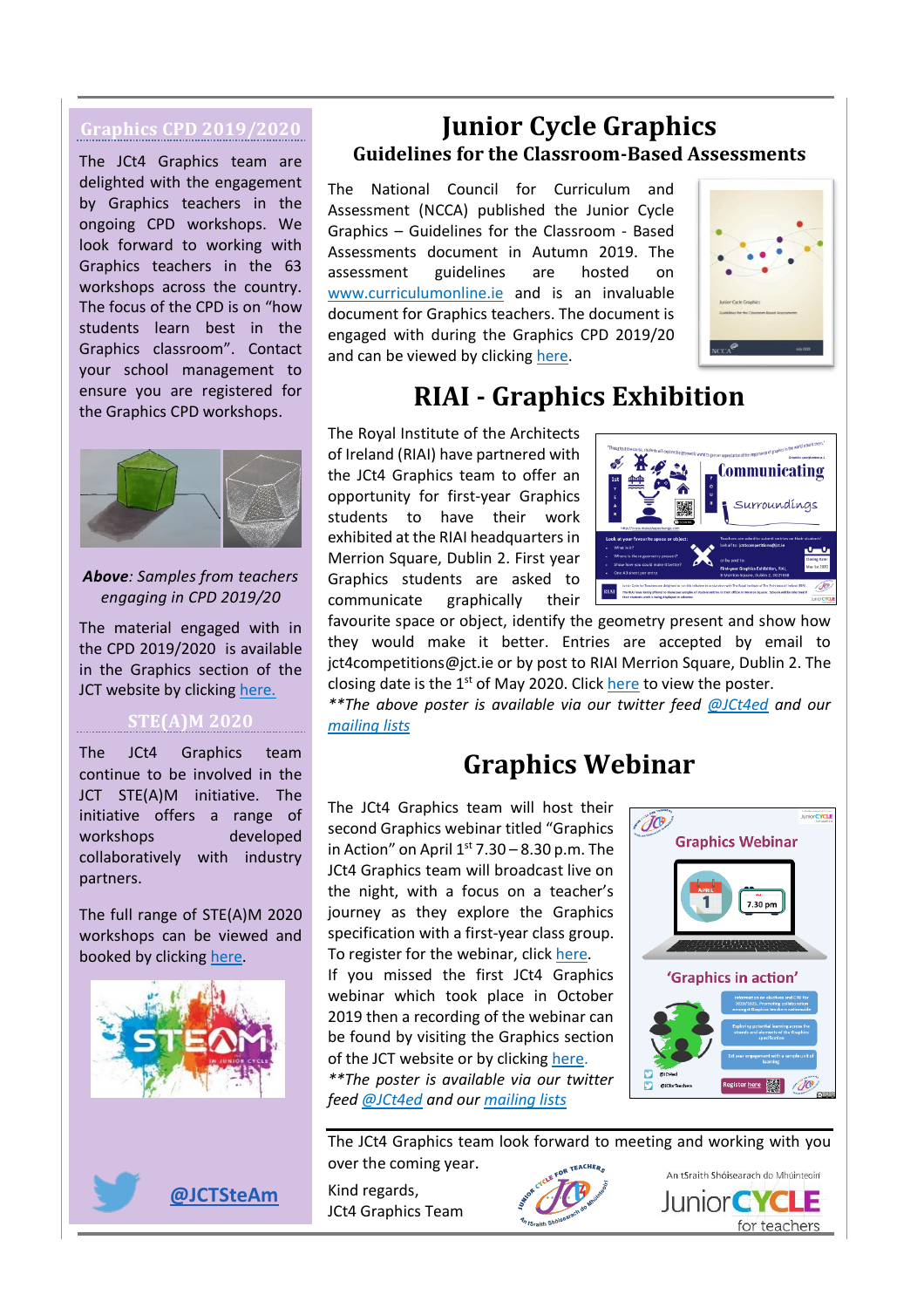## Graphics CPD 2019/2020

The JCt4 Graphics team are delighted with the engagement by Graphics teachers in the ongoing CPD workshops. We look forward to working with Graphics teachers in the 63 workshops across the country. The focus of the CPD is on "how students learn best in the Graphics classroom". Contact your school management to ensure you are registered for the Graphics CPD workshops.

***Above**: Samples from teachers engaging in CPD 2019/20*

The material engaged with in the CPD 2019/2020 is available in the Graphics section of the JCT website by clicking here.

## STE(A)M 2020

The JCt4 Graphics team continue to be involved in the JCT STE(A)M initiative. The initiative offers a range of workshops developed collaboratively with industry partners.

The full range of STE(A)M 2020 workshops can be viewed and booked by clicking here.

@JCTSteAm

# Junior Cycle Graphics

## Guidelines for the Classroom-Based Assessments

The National Council for Curriculum and Assessment (NCCA) published the Junior Cycle Graphics – Guidelines for the Classroom - Based Assessments document in Autumn 2019. The assessment guidelines are hosted on www.curriculumonline.ie and is an invaluable document for Graphics teachers. The document is engaged with during the Graphics CPD 2019/20 and can be viewed by clicking here.

# RIAI - Graphics Exhibition

The Royal Institute of the Architects of Ireland (RIAI) have partnered with the JCt4 Graphics team to offer an opportunity for first-year Graphics students to have their work exhibited at the RIAI headquarters in Merrion Square, Dublin 2. First year Graphics students are asked to communicate graphically their favourite space or object, identify the geometry present and show how they would make it better. Entries are accepted by email to jct4competitions@jct.ie or by post to RIAI Merrion Square, Dublin 2. The closing date is the 1st of May 2020. Click here to view the poster.

*\*\*The above poster is available via our twitter feed @JCt4ed and our mailing lists*

# Graphics Webinar

The JCt4 Graphics team will host their second Graphics webinar titled "Graphics in Action" on April 1st 7.30 – 8.30 p.m. The JCt4 Graphics team will broadcast live on the night, with a focus on a teacher's journey as they explore the Graphics specification with a first-year class group. To register for the webinar, click here.

If you missed the first JCt4 Graphics webinar which took place in October 2019 then a recording of the webinar can be found by visiting the Graphics section of the JCT website or by clicking here.

*\*\*The poster is available via our twitter feed @JCt4ed and our mailing lists*

The JCt4 Graphics team look forward to meeting and working with you over the coming year.

Kind regards,
JCt4 Graphics Team